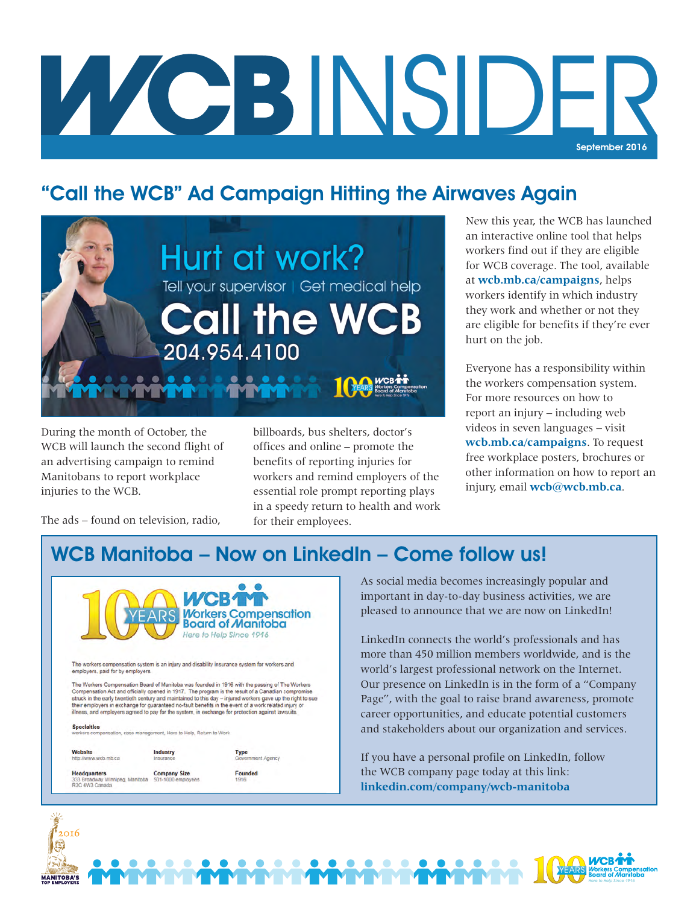# WCB INSIDER

September 2016

## "Call the WCB" Ad Campaign Hitting the Airwaves Again

Hurt at work?
Tell your supervisor | Get medical help
Call the WCB
204.954.4100

During the month of October, the WCB will launch the second flight of an advertising campaign to remind Manitobans to report workplace injuries to the WCB.

The ads – found on television, radio, billboards, bus shelters, doctor's offices and online – promote the benefits of reporting injuries for workers and remind employers of the essential role prompt reporting plays in a speedy return to health and work for their employees.

New this year, the WCB has launched an interactive online tool that helps workers find out if they are eligible for WCB coverage. The tool, available at **wcb.mb.ca/campaigns**, helps workers identify in which industry they work and whether or not they are eligible for benefits if they're ever hurt on the job.

Everyone has a responsibility within the workers compensation system. For more resources on how to report an injury – including web videos in seven languages – visit **wcb.mb.ca/campaigns**. To request free workplace posters, brochures or other information on how to report an injury, email **wcb@wcb.mb.ca**.

## WCB Manitoba – Now on LinkedIn – Come follow us!

As social media becomes increasingly popular and important in day-to-day business activities, we are pleased to announce that we are now on LinkedIn!

LinkedIn connects the world's professionals and has more than 450 million members worldwide, and is the world's largest professional network on the Internet. Our presence on LinkedIn is in the form of a "Company Page", with the goal to raise brand awareness, promote career opportunities, and educate potential customers and stakeholders about our organization and services.

If you have a personal profile on LinkedIn, follow the WCB company page today at this link: **linkedin.com/company/wcb-manitoba**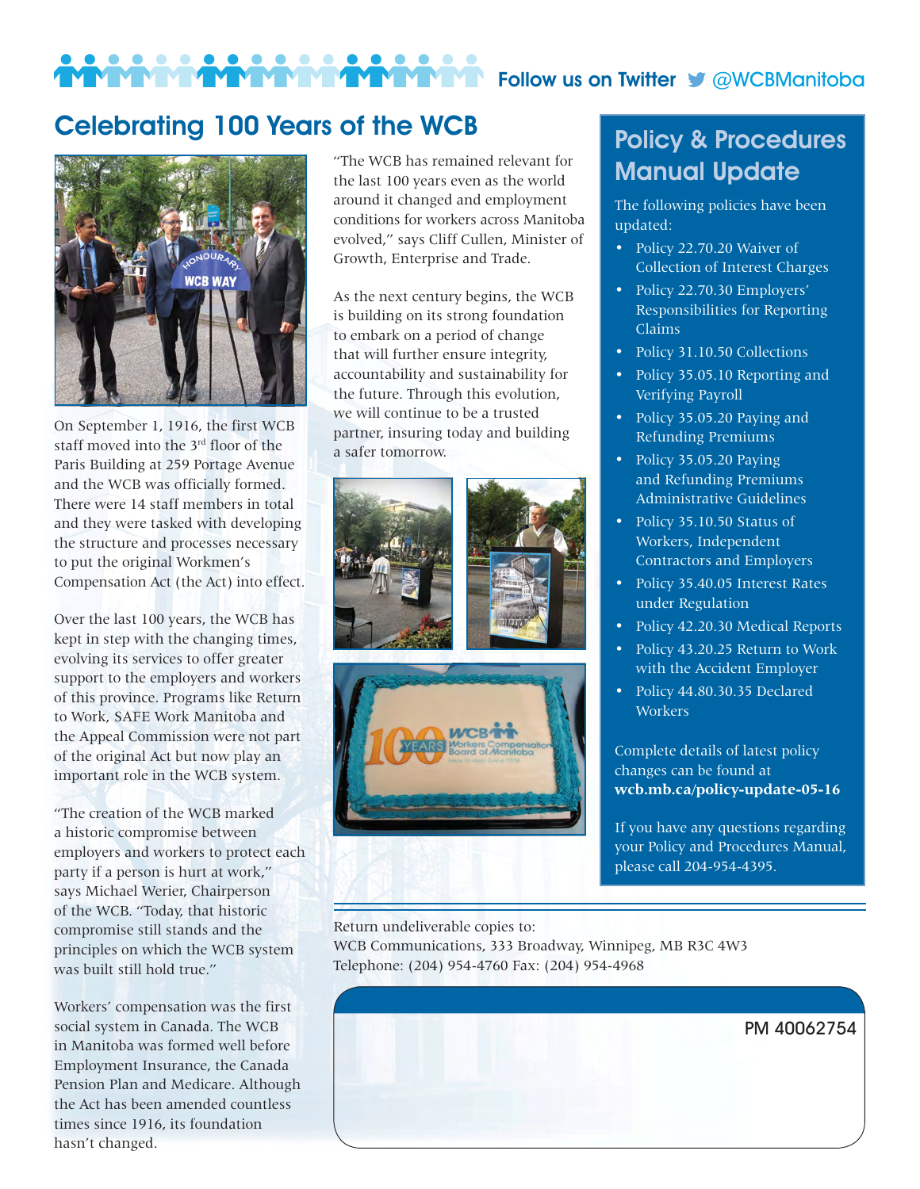Follow us on Twitter @WCBManitoba

# Celebrating 100 Years of the WCB

On September 1, 1916, the first WCB staff moved into the 3rd floor of the Paris Building at 259 Portage Avenue and the WCB was officially formed. There were 14 staff members in total and they were tasked with developing the structure and processes necessary to put the original Workmen's Compensation Act (the Act) into effect.

Over the last 100 years, the WCB has kept in step with the changing times, evolving its services to offer greater support to the employers and workers of this province. Programs like Return to Work, SAFE Work Manitoba and the Appeal Commission were not part of the original Act but now play an important role in the WCB system.

"The creation of the WCB marked a historic compromise between employers and workers to protect each party if a person is hurt at work," says Michael Werier, Chairperson of the WCB. "Today, that historic compromise still stands and the principles on which the WCB system was built still hold true."

Workers' compensation was the first social system in Canada. The WCB in Manitoba was formed well before Employment Insurance, the Canada Pension Plan and Medicare. Although the Act has been amended countless times since 1916, its foundation hasn't changed.

"The WCB has remained relevant for the last 100 years even as the world around it changed and employment conditions for workers across Manitoba evolved," says Cliff Cullen, Minister of Growth, Enterprise and Trade.

As the next century begins, the WCB is building on its strong foundation to embark on a period of change that will further ensure integrity, accountability and sustainability for the future. Through this evolution, we will continue to be a trusted partner, insuring today and building a safer tomorrow.

## Policy & Procedures Manual Update

The following policies have been updated:

- Policy 22.70.20 Waiver of Collection of Interest Charges
- Policy 22.70.30 Employers' Responsibilities for Reporting Claims
- Policy 31.10.50 Collections
- Policy 35.05.10 Reporting and Verifying Payroll
- Policy 35.05.20 Paying and Refunding Premiums
- Policy 35.05.20 Paying and Refunding Premiums Administrative Guidelines
- Policy 35.10.50 Status of Workers, Independent Contractors and Employers
- Policy 35.40.05 Interest Rates under Regulation
- Policy 42.20.30 Medical Reports
- Policy 43.20.25 Return to Work with the Accident Employer
- Policy 44.80.30.35 Declared Workers

Complete details of latest policy changes can be found at **wcb.mb.ca/policy-update-05-16**

If you have any questions regarding your Policy and Procedures Manual, please call 204-954-4395.

Return undeliverable copies to:
WCB Communications, 333 Broadway, Winnipeg, MB R3C 4W3
Telephone: (204) 954-4760 Fax: (204) 954-4968

PM 40062754